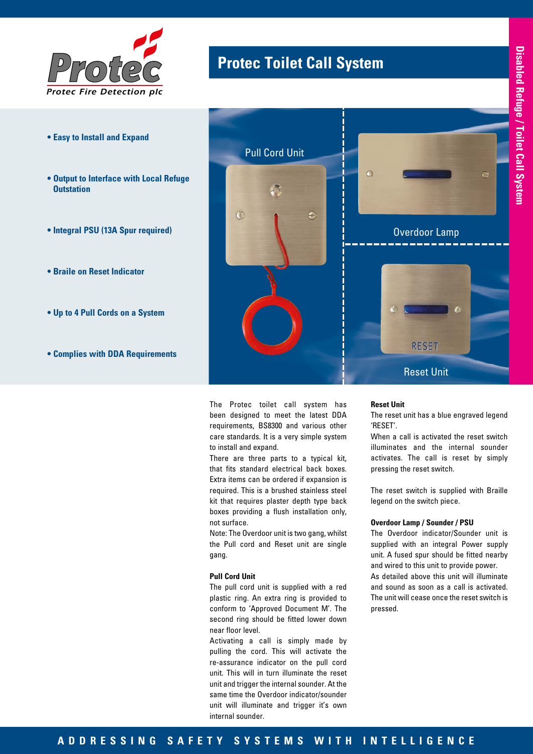Protec

Protec Fire Detection plc

# Protec Toilet Call System

Disabled Refuge / Toilet Call System

- **Easy to Install and Expand**
- **Output to Interface with Local Refuge Outstation**
- **Integral PSU (13A Spur required)**
- **Braile on Reset Indicator**
- **Up to 4 Pull Cords on a System**
- **Complies with DDA Requirements**

Pull Cord Unit

Overdoor Lamp

Reset Unit

The Protec toilet call system has been designed to meet the latest DDA requirements, BS8300 and various other care standards. It is a very simple system to install and expand.

There are three parts to a typical kit, that fits standard electrical back boxes. Extra items can be ordered if expansion is required. This is a brushed stainless steel kit that requires plaster depth type back boxes providing a flush installation only, not surface.

Note: The Overdoor unit is two gang, whilst the Pull cord and Reset unit are single gang.

### Pull Cord Unit

The pull cord unit is supplied with a red plastic ring. An extra ring is provided to conform to 'Approved Document M'. The second ring should be fitted lower down near floor level.

Activating a call is simply made by pulling the cord. This will activate the re-assurance indicator on the pull cord unit. This will in turn illuminate the reset unit and trigger the internal sounder. At the same time the Overdoor indicator/sounder unit will illuminate and trigger it's own internal sounder.

### Reset Unit

The reset unit has a blue engraved legend 'RESET'.

When a call is activated the reset switch illuminates and the internal sounder activates. The call is reset by simply pressing the reset switch.

The reset switch is supplied with Braille legend on the switch piece.

### Overdoor Lamp / Sounder / PSU

The Overdoor indicator/Sounder unit is supplied with an integral Power supply unit. A fused spur should be fitted nearby and wired to this unit to provide power.

As detailed above this unit will illuminate and sound as soon as a call is activated. The unit will cease once the reset switch is pressed.

ADDRESSING SAFETY SYSTEMS WITH INTELLIGENCE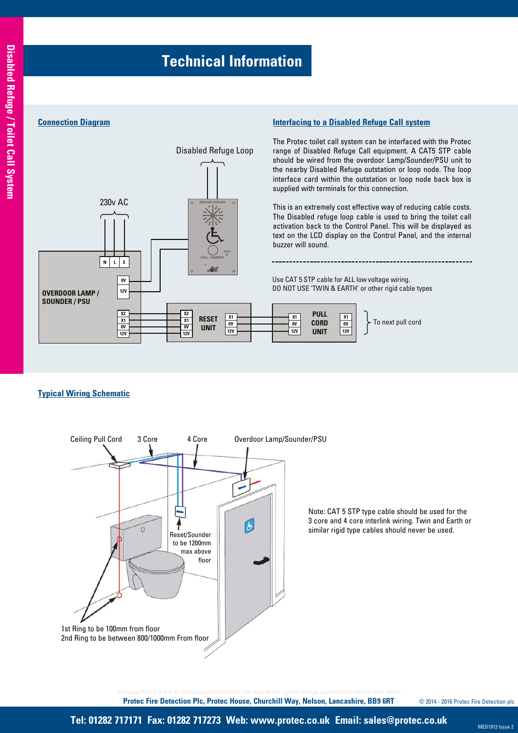# Technical Information

## Connection Diagram

Disabled Refuge Loop

230v AC

N L E

REFUGE STATION

CALL / ANSWER

0V
12V

OVERDOOR LAMP / SOUNDER / PSU

X2
X1
0V
12V

X2
X1
0V
12V

RESET UNIT

X1
0V
12V

X1
0V
12V

PULL CORD UNIT

X1
0V
12V

To next pull cord

## Interfacing to a Disabled Refuge Call system

The Protec toilet call system can be interfaced with the Protec range of Disabled Refuge Call equipment. A CAT5 STP cable should be wired from the overdoor Lamp/Sounder/PSU unit to the nearby Disabled Refuge outstation or loop node. The loop interface card within the outstation or loop node back box is supplied with terminals for this connection.

This is an extremely cost effective way of reducing cable costs. The Disabled refuge loop cable is used to bring the toilet call activation back to the Control Panel. This will be displayed as text on the LCD display on the Control Panel, and the internal buzzer will sound.

Use CAT 5 STP cable for ALL low voltage wiring.
DO NOT USE 'TWIN & EARTH' or other rigid cable types

## Typical Wiring Schematic

Ceiling Pull Cord

3 Core

4 Core

Overdoor Lamp/Sounder/PSU

Reset/Sounder to be 1200mm max above floor

1st Ring to be 100mm from floor
2nd Ring to be between 800/1000mm From floor

Note: CAT 5 STP type cable should be used for the 3 core and 4 core interlink wiring. Twin and Earth or similar rigid type cables should never be used.

Company Policy is one of continuous improvement, we reserve the right to change specification without prior notice

**Protec Fire Detection Plc, Protec House, Churchill Way, Nelson, Lancashire, BB9 6RT**

© 2014 - 2016 Protec Fire Detection plc

**Tel: 01282 717171 Fax: 01282 717273 Web: www.protec.co.uk Email: sales@protec.co.uk**

MED1913 Issue 2